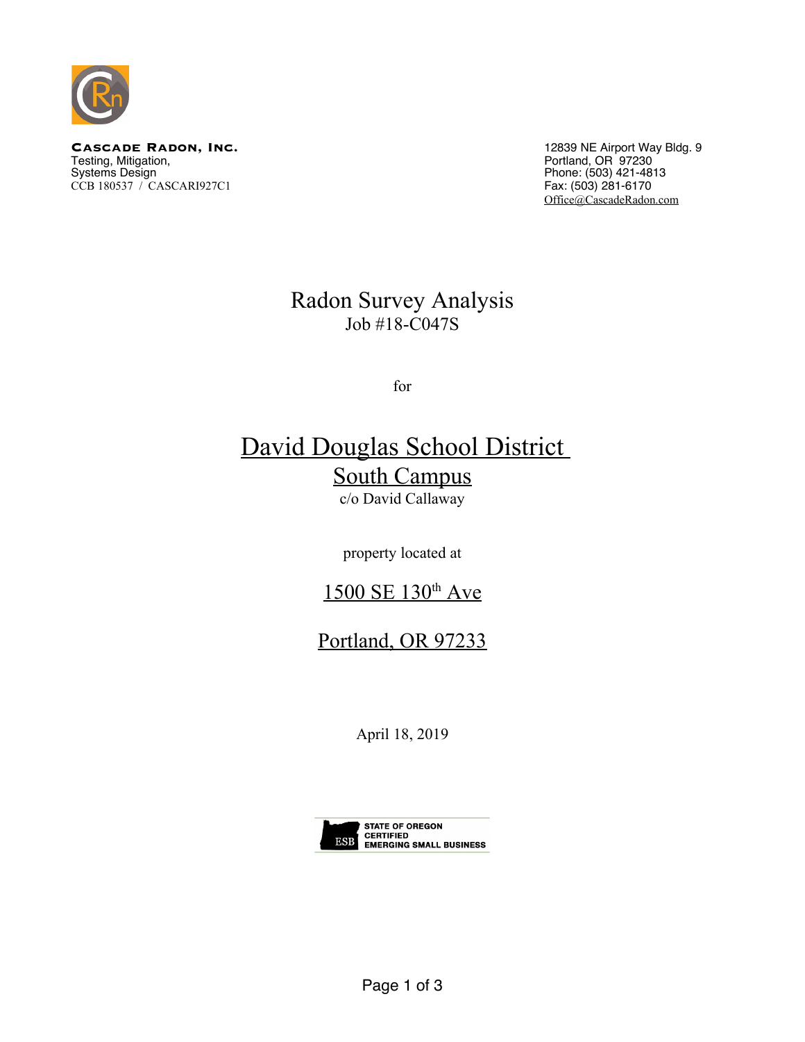**CASCADE RADON, INC.**
Testing, Mitigation,
Systems Design
CCB 180537 / CASCARI927C1

12839 NE Airport Way Bldg. 9
Portland, OR 97230
Phone: (503) 421-4813
Fax: (503) 281-6170
Office@CascadeRadon.com

# Radon Survey Analysis

Job #18-C047S

for

## David Douglas School District
## South Campus

c/o David Callaway

property located at

## 1500 SE 130th Ave

## Portland, OR 97233

April 18, 2019

STATE OF OREGON CERTIFIED EMERGING SMALL BUSINESS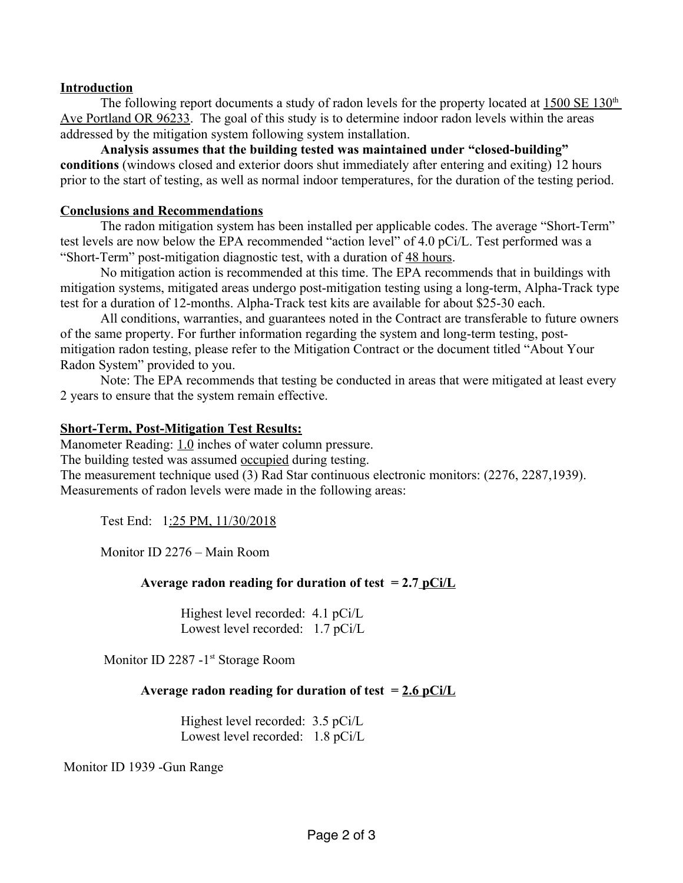**Introduction**

The following report documents a study of radon levels for the property located at 1500 SE 130th Ave Portland OR 96233. The goal of this study is to determine indoor radon levels within the areas addressed by the mitigation system following system installation.

**Analysis assumes that the building tested was maintained under "closed-building" conditions** (windows closed and exterior doors shut immediately after entering and exiting) 12 hours prior to the start of testing, as well as normal indoor temperatures, for the duration of the testing period.

**Conclusions and Recommendations**

The radon mitigation system has been installed per applicable codes. The average "Short-Term" test levels are now below the EPA recommended "action level" of 4.0 pCi/L. Test performed was a "Short-Term" post-mitigation diagnostic test, with a duration of 48 hours.

No mitigation action is recommended at this time. The EPA recommends that in buildings with mitigation systems, mitigated areas undergo post-mitigation testing using a long-term, Alpha-Track type test for a duration of 12-months. Alpha-Track test kits are available for about $25-30 each.

All conditions, warranties, and guarantees noted in the Contract are transferable to future owners of the same property. For further information regarding the system and long-term testing, post-mitigation radon testing, please refer to the Mitigation Contract or the document titled "About Your Radon System" provided to you.

Note: The EPA recommends that testing be conducted in areas that were mitigated at least every 2 years to ensure that the system remain effective.

**Short-Term, Post-Mitigation Test Results:**

Manometer Reading: 1.0 inches of water column pressure.
The building tested was assumed occupied during testing.
The measurement technique used (3) Rad Star continuous electronic monitors: (2276, 2287,1939).
Measurements of radon levels were made in the following areas:

Test End: 1:25 PM, 11/30/2018

Monitor ID 2276 – Main Room

**Average radon reading for duration of test = 2.7 pCi/L**

Highest level recorded: 4.1 pCi/L
Lowest level recorded: 1.7 pCi/L

Monitor ID 2287 -1st Storage Room

**Average radon reading for duration of test = 2.6 pCi/L**

Highest level recorded: 3.5 pCi/L
Lowest level recorded: 1.8 pCi/L

Monitor ID 1939 -Gun Range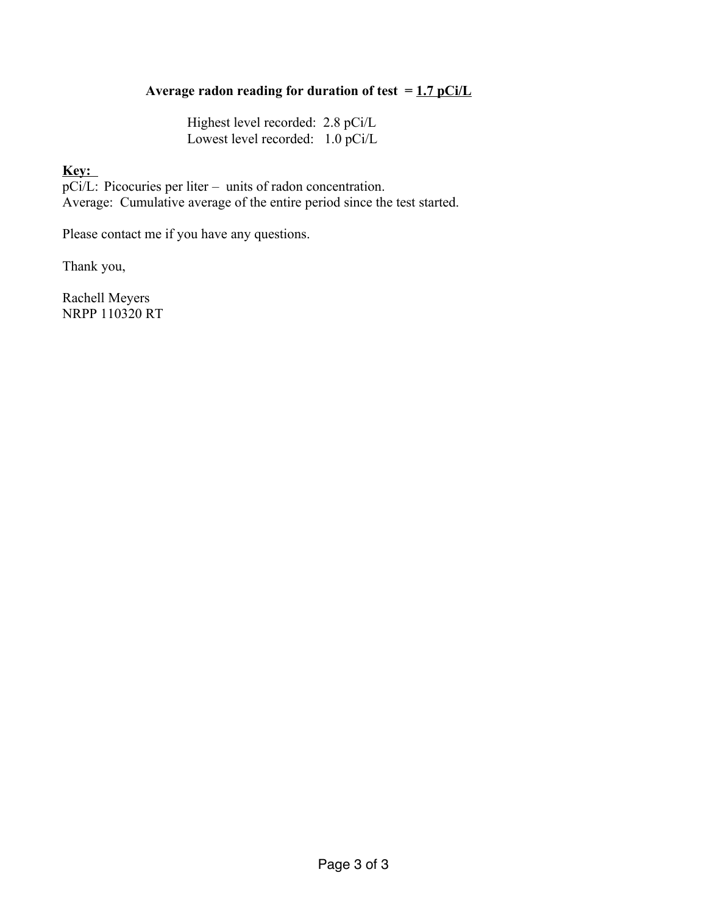**Average radon reading for duration of test = 1.7 pCi/L**

Highest level recorded: 2.8 pCi/L
Lowest level recorded: 1.0 pCi/L

**Key:**
pCi/L: Picocuries per liter – units of radon concentration.
Average: Cumulative average of the entire period since the test started.

Please contact me if you have any questions.

Thank you,

Rachell Meyers
NRPP 110320 RT